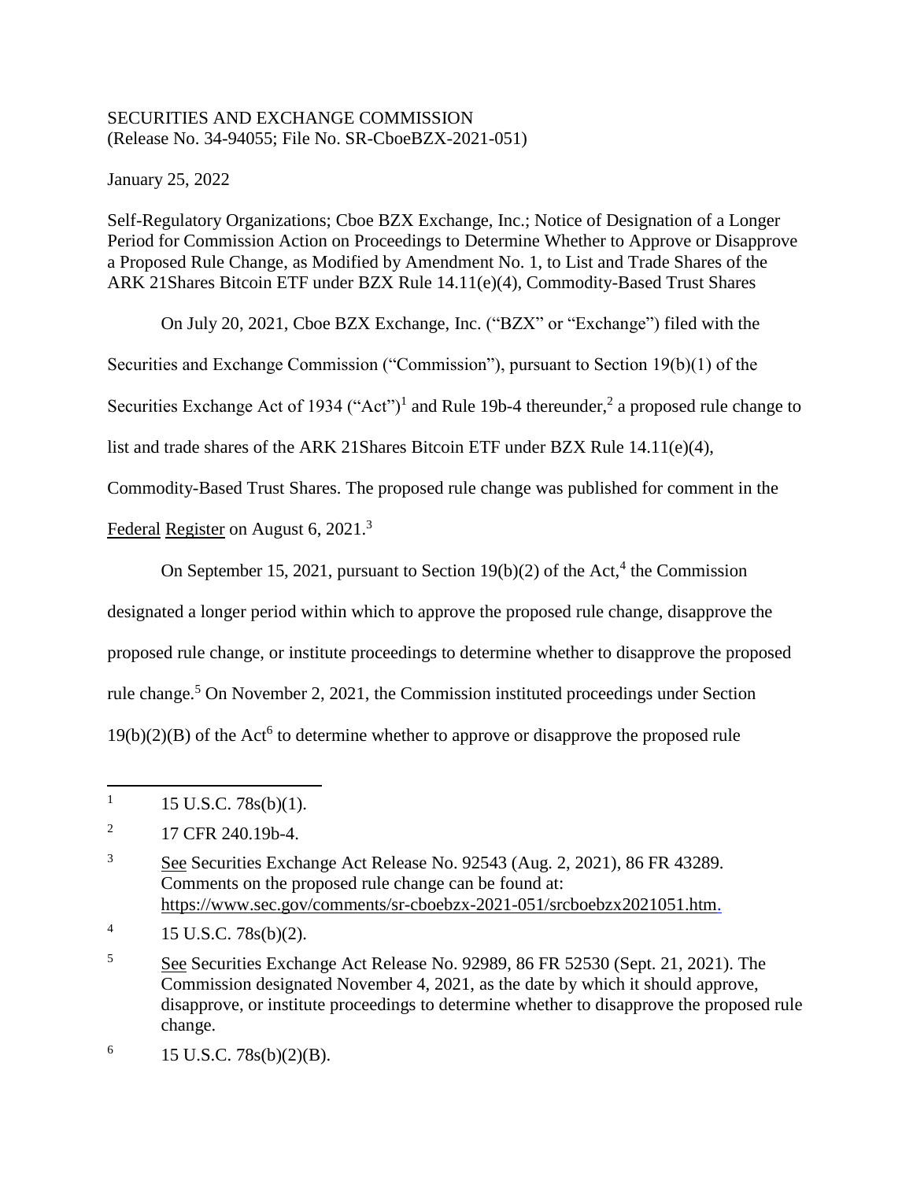SECURITIES AND EXCHANGE COMMISSION
(Release No. 34-94055; File No. SR-CboeBZX-2021-051)

January 25, 2022

Self-Regulatory Organizations; Cboe BZX Exchange, Inc.; Notice of Designation of a Longer Period for Commission Action on Proceedings to Determine Whether to Approve or Disapprove a Proposed Rule Change, as Modified by Amendment No. 1, to List and Trade Shares of the ARK 21Shares Bitcoin ETF under BZX Rule 14.11(e)(4), Commodity-Based Trust Shares

On July 20, 2021, Cboe BZX Exchange, Inc. ("BZX" or "Exchange") filed with the Securities and Exchange Commission ("Commission"), pursuant to Section 19(b)(1) of the Securities Exchange Act of 1934 ("Act")[1] and Rule 19b-4 thereunder,[2] a proposed rule change to list and trade shares of the ARK 21Shares Bitcoin ETF under BZX Rule 14.11(e)(4), Commodity-Based Trust Shares. The proposed rule change was published for comment in the Federal Register on August 6, 2021.[3]

On September 15, 2021, pursuant to Section 19(b)(2) of the Act,[4] the Commission designated a longer period within which to approve the proposed rule change, disapprove the proposed rule change, or institute proceedings to determine whether to disapprove the proposed rule change.[5] On November 2, 2021, the Commission instituted proceedings under Section 19(b)(2)(B) of the Act[6] to determine whether to approve or disapprove the proposed rule

---

[1] 15 U.S.C. 78s(b)(1).

[2] 17 CFR 240.19b-4.

[3] See Securities Exchange Act Release No. 92543 (Aug. 2, 2021), 86 FR 43289. Comments on the proposed rule change can be found at: https://www.sec.gov/comments/sr-cboebzx-2021-051/srcboebzx2021051.htm.

[4] 15 U.S.C. 78s(b)(2).

[5] See Securities Exchange Act Release No. 92989, 86 FR 52530 (Sept. 21, 2021). The Commission designated November 4, 2021, as the date by which it should approve, disapprove, or institute proceedings to determine whether to disapprove the proposed rule change.

[6] 15 U.S.C. 78s(b)(2)(B).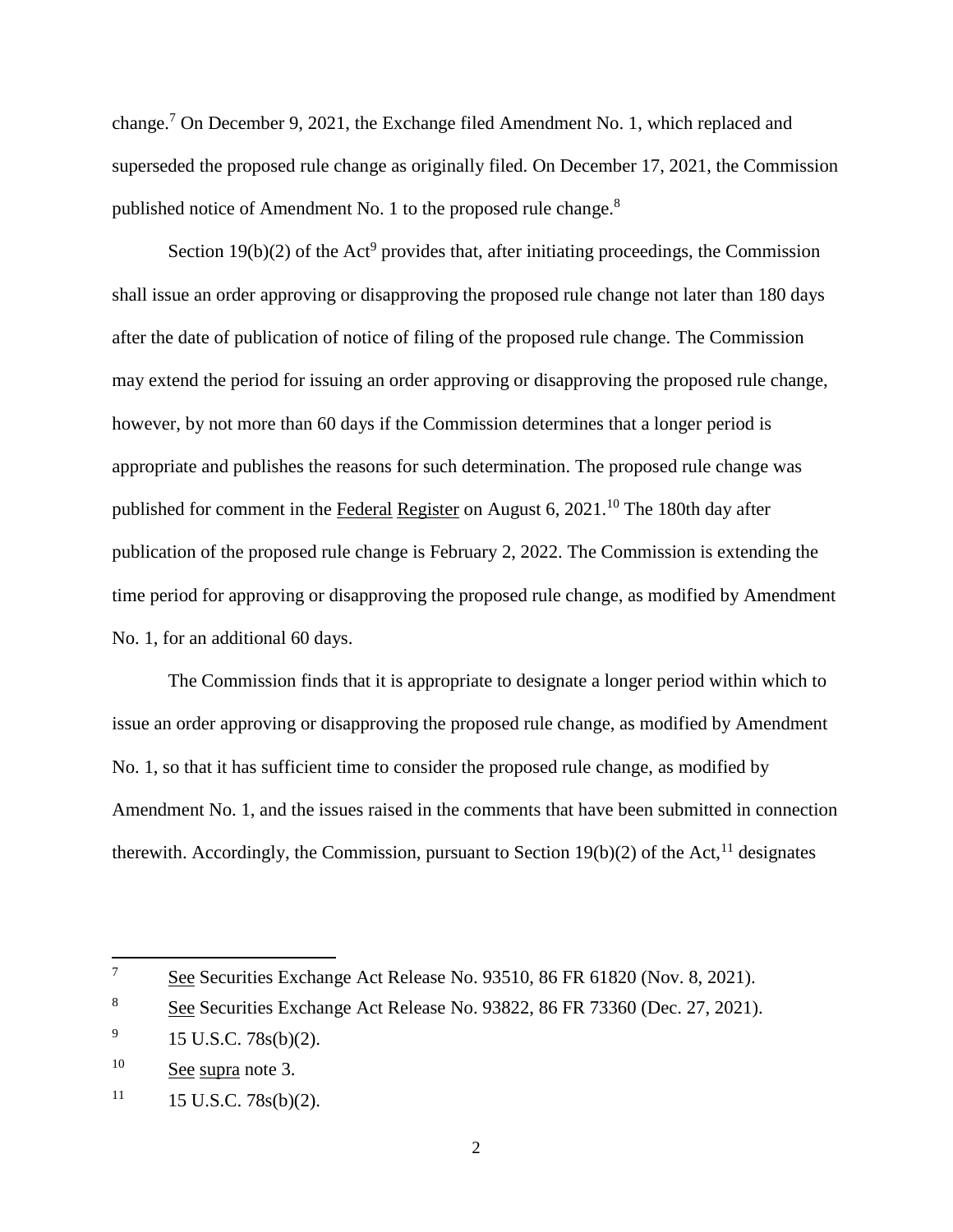change.[7] On December 9, 2021, the Exchange filed Amendment No. 1, which replaced and superseded the proposed rule change as originally filed. On December 17, 2021, the Commission published notice of Amendment No. 1 to the proposed rule change.[8]

Section 19(b)(2) of the Act[9] provides that, after initiating proceedings, the Commission shall issue an order approving or disapproving the proposed rule change not later than 180 days after the date of publication of notice of filing of the proposed rule change. The Commission may extend the period for issuing an order approving or disapproving the proposed rule change, however, by not more than 60 days if the Commission determines that a longer period is appropriate and publishes the reasons for such determination. The proposed rule change was published for comment in the Federal Register on August 6, 2021.[10] The 180th day after publication of the proposed rule change is February 2, 2022. The Commission is extending the time period for approving or disapproving the proposed rule change, as modified by Amendment No. 1, for an additional 60 days.

The Commission finds that it is appropriate to designate a longer period within which to issue an order approving or disapproving the proposed rule change, as modified by Amendment No. 1, so that it has sufficient time to consider the proposed rule change, as modified by Amendment No. 1, and the issues raised in the comments that have been submitted in connection therewith. Accordingly, the Commission, pursuant to Section 19(b)(2) of the Act,[11] designates

---

[7] See Securities Exchange Act Release No. 93510, 86 FR 61820 (Nov. 8, 2021).

[8] See Securities Exchange Act Release No. 93822, 86 FR 73360 (Dec. 27, 2021).

[9] 15 U.S.C. 78s(b)(2).

[10] See supra note 3.

[11] 15 U.S.C. 78s(b)(2).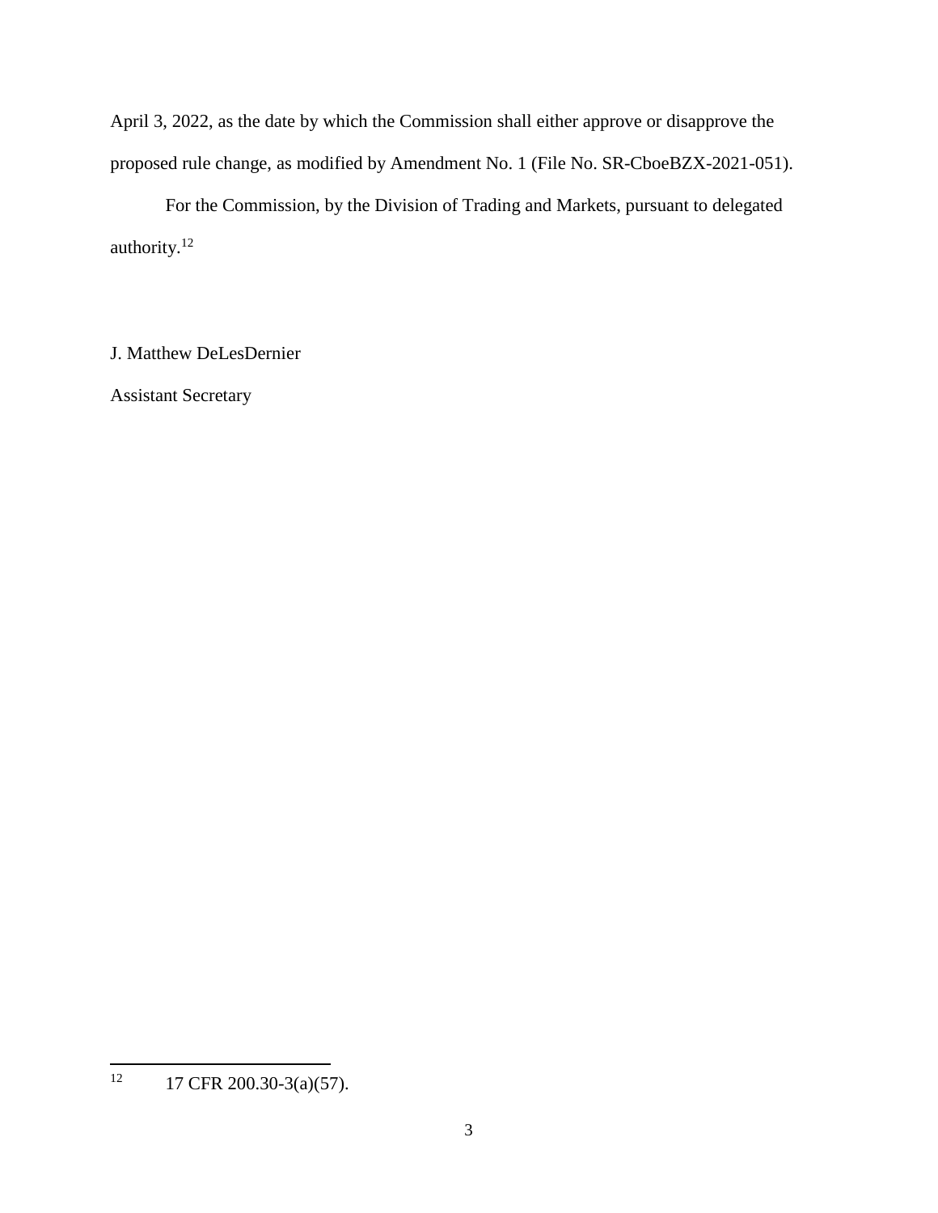April 3, 2022, as the date by which the Commission shall either approve or disapprove the proposed rule change, as modified by Amendment No. 1 (File No. SR-CboeBZX-2021-051).

For the Commission, by the Division of Trading and Markets, pursuant to delegated authority.[12]

J. Matthew DeLesDernier

Assistant Secretary

---

[12] 17 CFR 200.30-3(a)(57).